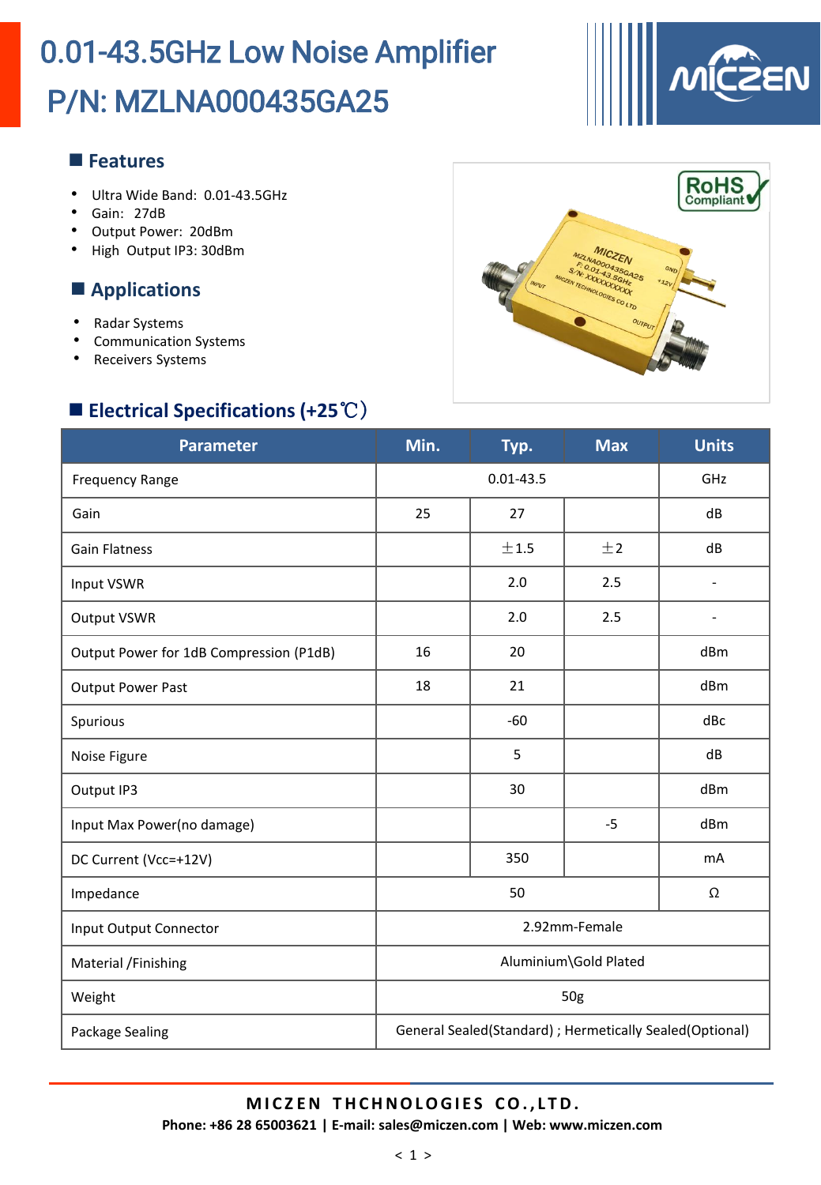# 0.01-43.5GHz Low Noise Amplifier

# P/N: MZLNA000435GA25

## Features

- Ultra Wide Band: 0.01-43.5GHz
- Gain: 27dB
- Output Power: 20dBm
- High Output IP3: 30dBm

## Applications

- Radar Systems
- Communication Systems
- Receivers Systems

## Electrical Specifications (+25℃)

| Parameter | Min. | Typ. | Max | Units |
|---|---|---|---|---|
| Frequency Range | 0.01-43.5 | | | GHz |
| Gain | 25 | 27 | | dB |
| Gain Flatness | | ±1.5 | ±2 | dB |
| Input VSWR | | 2.0 | 2.5 | - |
| Output VSWR | | 2.0 | 2.5 | - |
| Output Power for 1dB Compression (P1dB) | 16 | 20 | | dBm |
| Output Power Past | 18 | 21 | | dBm |
| Spurious | | -60 | | dBc |
| Noise Figure | | 5 | | dB |
| Output IP3 | | 30 | | dBm |
| Input Max Power(no damage) | | | -5 | dBm |
| DC Current (Vcc=+12V) | | 350 | | mA |
| Impedance | 50 | | | Ω |
| Input Output Connector | 2.92mm-Female | | | |
| Material /Finishing | Aluminium\Gold Plated | | | |
| Weight | 50g | | | |
| Package Sealing | General Sealed(Standard) ; Hermetically Sealed(Optional) | | | |

**MICZEN THCHNOLOGIES CO.,LTD.**

**Phone: +86 28 65003621 | E-mail: sales@miczen.com | Web: www.miczen.com**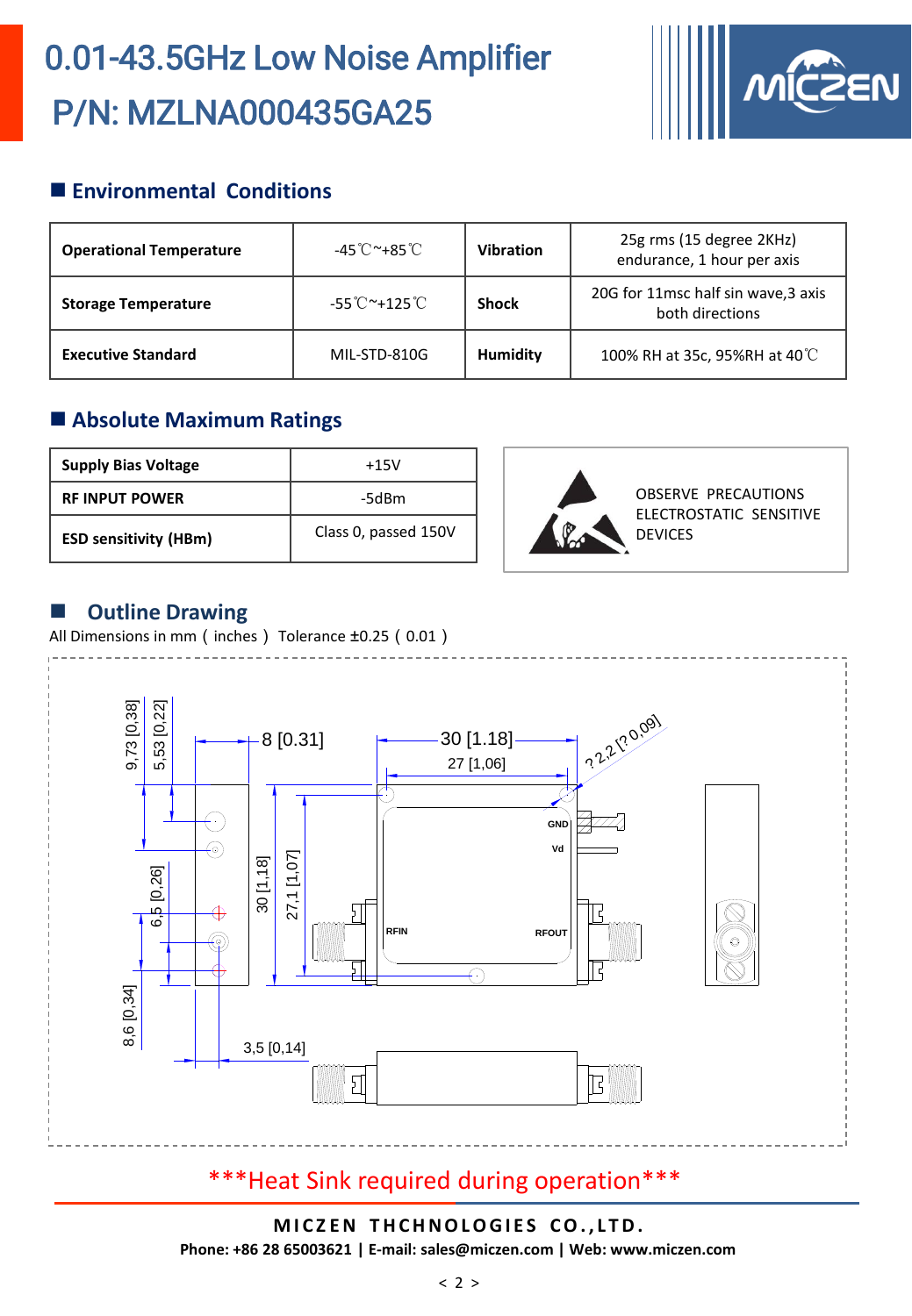# 0.01-43.5GHz Low Noise Amplifier
# P/N: MZLNA000435GA25

## Environmental Conditions

| Operational Temperature | -45℃~+85℃ | Vibration | 25g rms (15 degree 2KHz) endurance, 1 hour per axis |
|---|---|---|---|
| Storage Temperature | -55℃~+125℃ | Shock | 20G for 11msc half sin wave,3 axis both directions |
| Executive Standard | MIL-STD-810G | Humidity | 100% RH at 35c, 95%RH at 40℃ |

## Absolute Maximum Ratings

| Supply Bias Voltage | +15V |
|---|---|
| RF INPUT POWER | -5dBm |
| ESD sensitivity (HBm) | Class 0, passed 150V |

OBSERVE PRECAUTIONS ELECTROSTATIC SENSITIVE DEVICES

## Outline Drawing

All Dimensions in mm（inches） Tolerance ±0.25（0.01）

***Heat Sink required during operation***

**MICZEN THCHNOLOGIES CO.,LTD.**

**Phone: +86 28 65003621 | E-mail: sales@miczen.com | Web: www.miczen.com**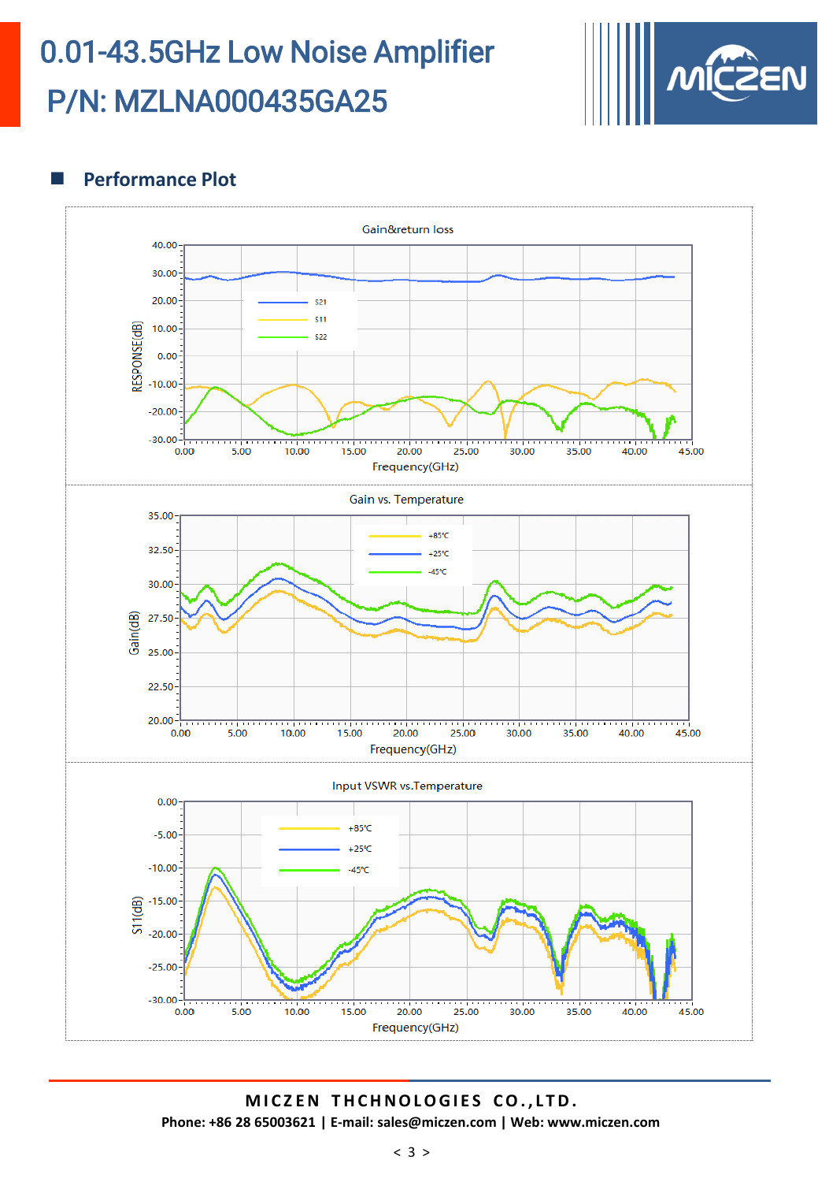# 0.01-43.5GHz Low Noise Amplifier

# P/N: MZLNA000435GA25

## Performance Plot

Gain&return loss

Gain vs. Temperature

Input VSWR vs.Temperature

**MICZEN THCHNOLOGIES CO.,LTD.**

**Phone: +86 28 65003621 | E-mail: sales@miczen.com | Web: www.miczen.com**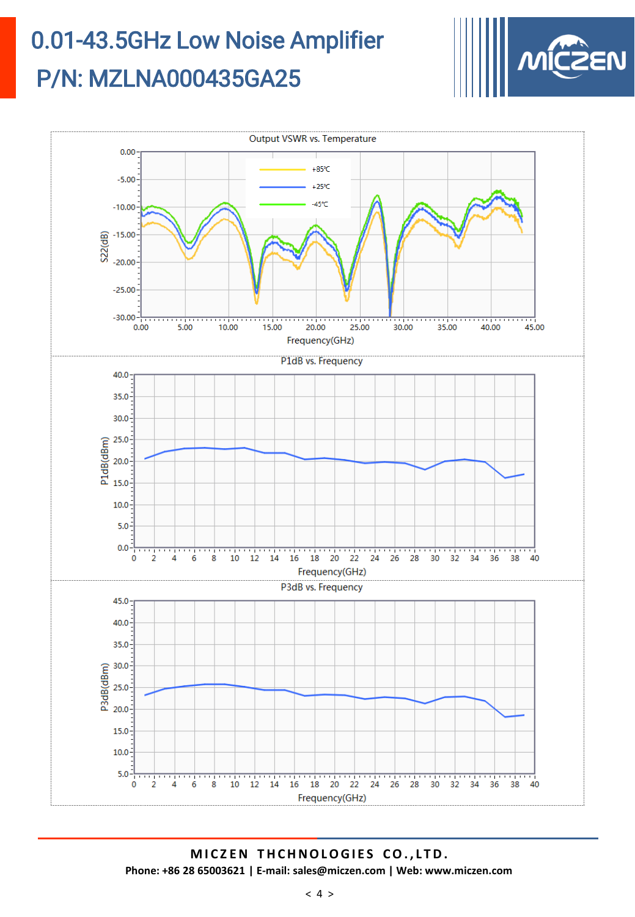# 0.01-43.5GHz Low Noise Amplifier

# P/N: MZLNA000435GA25

Output VSWR vs. Temperature

P1dB vs. Frequency

P3dB vs. Frequency

**MICZEN THCHNOLOGIES CO.,LTD.**

**Phone: +86 28 65003621 | E-mail: sales@miczen.com | Web: www.miczen.com**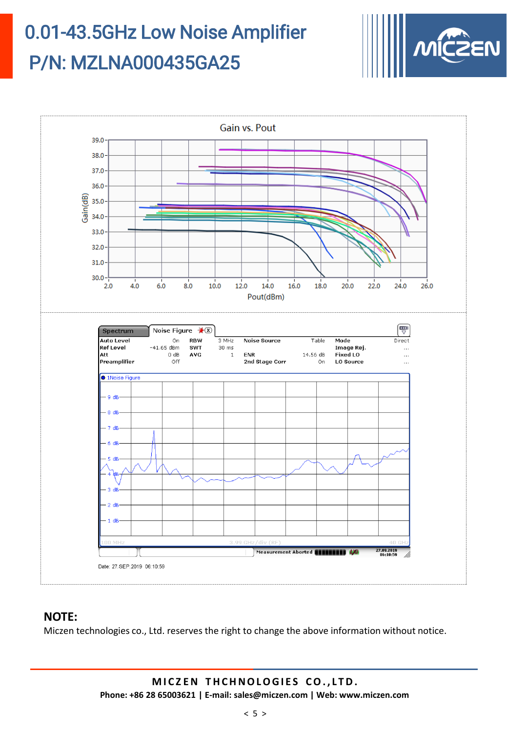# 0.01-43.5GHz Low Noise Amplifier

## P/N: MZLNA000435GA25

Gain vs. Pout

Gain(dB)

39.0
38.0
37.0
36.0
35.0
34.0
33.0
32.0
31.0
30.0

2.0 4.0 6.0 8.0 10.0 12.0 14.0 16.0 18.0 20.0 22.0 24.0 26.0

Pout(dBm)

Spectrum | Noise Figure

Auto Level On | RBW 3 MHz | Noise Source Table | Mode Direct
Ref Level -41.65 dBm | SWT 30 ms | Image Rej. ...
Att 0 dB | AVG 1 | ENR 14.56 dB | Fixed LO ...
Preamplifier Off | 2nd Stage Corr On | LO Source ...

1Noise Figure

9 dB
8 dB
7 dB
6 dB
5 dB
4 dB
3 dB
2 dB
1 dB

100 MHz | 3.99 GHz/div (RF) | 40 GHz

Measurement Aborted | 27.09.2019 06:10:59

Date: 27.SEP.2019 06:10:59

**NOTE:**
Miczen technologies co., Ltd. reserves the right to change the above information without notice.

**MICZEN THCHNOLOGIES CO.,LTD.**
**Phone: +86 28 65003621 | E-mail: sales@miczen.com | Web: www.miczen.com**